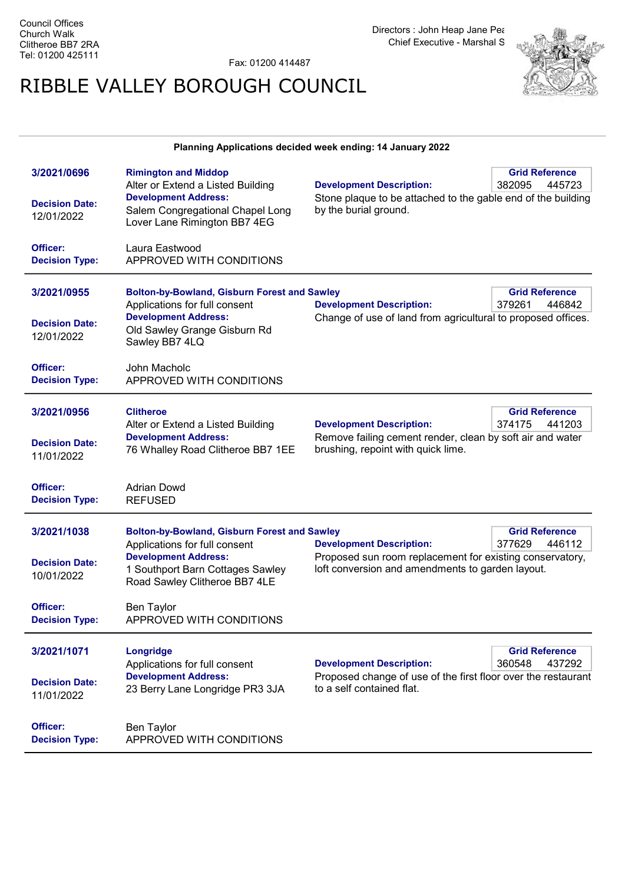Council Offices
Church Walk
Clitheroe BB7 2RA
Tel: 01200 425111

Fax: 01200 414487

Directors : John Heap Jane Pea
Chief Executive - Marshal S

# RIBBLE VALLEY BOROUGH COUNCIL

**Planning Applications decided week ending: 14 January 2022**

---

**3/2021/0696**

**Rimington and Middop**
Alter or Extend a Listed Building

**Grid Reference**
382095 445723

**Decision Date:**
12/01/2022

**Development Address:**
Salem Congregational Chapel Long Lover Lane Rimington BB7 4EG

**Development Description:**
Stone plaque to be attached to the gable end of the building by the burial ground.

**Officer:** Laura Eastwood
**Decision Type:** APPROVED WITH CONDITIONS

---

**3/2021/0955**

**Bolton-by-Bowland, Gisburn Forest and Sawley**
Applications for full consent

**Grid Reference**
379261 446842

**Decision Date:**
12/01/2022

**Development Address:**
Old Sawley Grange Gisburn Rd Sawley BB7 4LQ

**Development Description:**
Change of use of land from agricultural to proposed offices.

**Officer:** John Macholc
**Decision Type:** APPROVED WITH CONDITIONS

---

**3/2021/0956**

**Clitheroe**
Alter or Extend a Listed Building

**Grid Reference**
374175 441203

**Decision Date:**
11/01/2022

**Development Address:**
76 Whalley Road Clitheroe BB7 1EE

**Development Description:**
Remove failing cement render, clean by soft air and water brushing, repoint with quick lime.

**Officer:** Adrian Dowd
**Decision Type:** REFUSED

---

**3/2021/1038**

**Bolton-by-Bowland, Gisburn Forest and Sawley**
Applications for full consent

**Grid Reference**
377629 446112

**Decision Date:**
10/01/2022

**Development Address:**
1 Southport Barn Cottages Sawley Road Sawley Clitheroe BB7 4LE

**Development Description:**
Proposed sun room replacement for existing conservatory, loft conversion and amendments to garden layout.

**Officer:** Ben Taylor
**Decision Type:** APPROVED WITH CONDITIONS

---

**3/2021/1071**

**Longridge**
Applications for full consent

**Grid Reference**
360548 437292

**Decision Date:**
11/01/2022

**Development Address:**
23 Berry Lane Longridge PR3 3JA

**Development Description:**
Proposed change of use of the first floor over the restaurant to a self contained flat.

**Officer:** Ben Taylor
**Decision Type:** APPROVED WITH CONDITIONS

---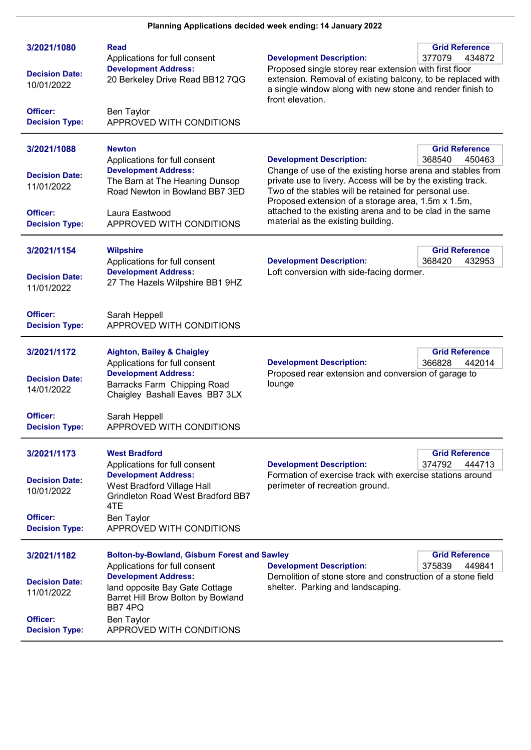**Planning Applications decided week ending: 14 January 2022**

---

**3/2021/1080**

**Read**
Applications for full consent

**Decision Date:** 10/01/2022

**Development Address:**
20 Berkeley Drive Read BB12 7QG

**Grid Reference:** 377079 434872

**Development Description:**
Proposed single storey rear extension with first floor extension. Removal of existing balcony, to be replaced with a single window along with new stone and render finish to front elevation.

**Officer:** Ben Taylor
**Decision Type:** APPROVED WITH CONDITIONS

---

**3/2021/1088**

**Newton**
Applications for full consent

**Decision Date:** 11/01/2022

**Development Address:**
The Barn at The Heaning Dunsop Road Newton in Bowland BB7 3ED

**Grid Reference:** 368540 450463

**Development Description:**
Change of use of the existing horse arena and stables from private use to livery. Access will be by the existing track. Two of the stables will be retained for personal use. Proposed extension of a storage area, 1.5m x 1.5m, attached to the existing arena and to be clad in the same material as the existing building.

**Officer:** Laura Eastwood
**Decision Type:** APPROVED WITH CONDITIONS

---

**3/2021/1154**

**Wilpshire**
Applications for full consent

**Decision Date:** 11/01/2022

**Development Address:**
27 The Hazels Wilpshire BB1 9HZ

**Grid Reference:** 368420 432953

**Development Description:**
Loft conversion with side-facing dormer.

**Officer:** Sarah Heppell
**Decision Type:** APPROVED WITH CONDITIONS

---

**3/2021/1172**

**Aighton, Bailey & Chaigley**
Applications for full consent

**Decision Date:** 14/01/2022

**Development Address:**
Barracks Farm Chipping Road Chaigley Bashall Eaves BB7 3LX

**Grid Reference:** 366828 442014

**Development Description:**
Proposed rear extension and conversion of garage to lounge

**Officer:** Sarah Heppell
**Decision Type:** APPROVED WITH CONDITIONS

---

**3/2021/1173**

**West Bradford**
Applications for full consent

**Decision Date:** 10/01/2022

**Development Address:**
West Bradford Village Hall Grindleton Road West Bradford BB7 4TE

**Grid Reference:** 374792 444713

**Development Description:**
Formation of exercise track with exercise stations around perimeter of recreation ground.

**Officer:** Ben Taylor
**Decision Type:** APPROVED WITH CONDITIONS

---

**3/2021/1182**

**Bolton-by-Bowland, Gisburn Forest and Sawley**
Applications for full consent

**Decision Date:** 11/01/2022

**Development Address:**
land opposite Bay Gate Cottage Barret Hill Brow Bolton by Bowland BB7 4PQ

**Grid Reference:** 375839 449841

**Development Description:**
Demolition of stone store and construction of a stone field shelter. Parking and landscaping.

**Officer:** Ben Taylor
**Decision Type:** APPROVED WITH CONDITIONS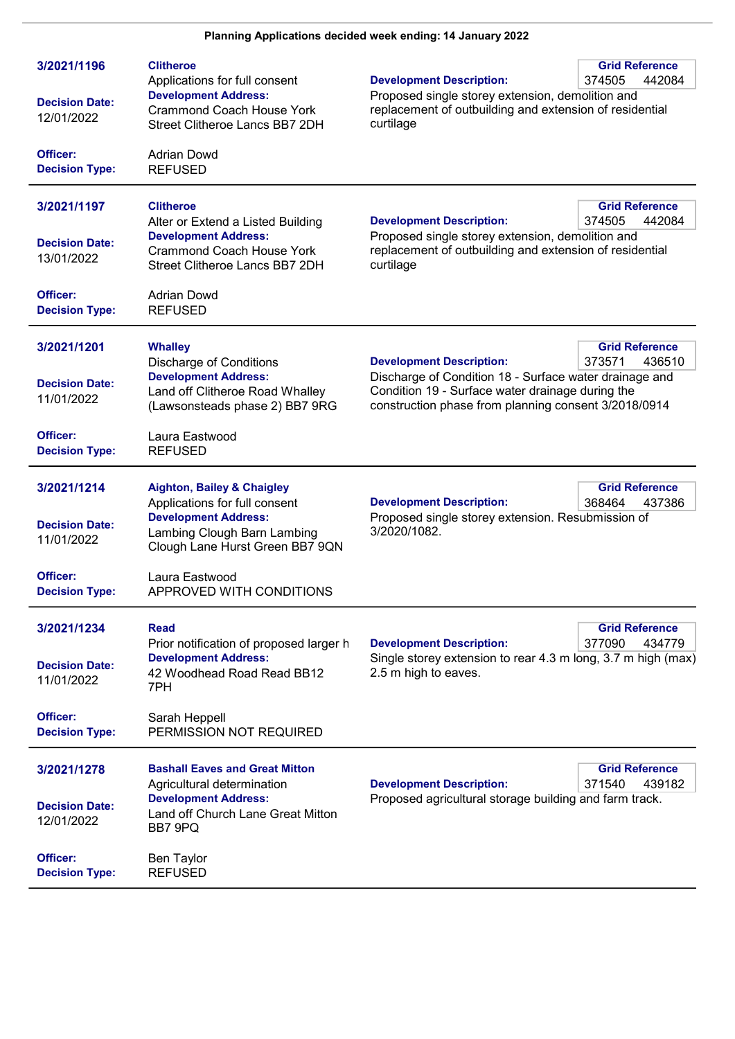**Planning Applications decided week ending: 14 January 2022**

---

**3/2021/1196**

**Decision Date:** 12/01/2022

**Clitheroe**
Applications for full consent

**Development Address:**
Crammond Coach House York Street Clitheroe Lancs BB7 2DH

**Development Description:**
Proposed single storey extension, demolition and replacement of outbuilding and extension of residential curtilage

**Grid Reference** 374505 442084

**Officer:** Adrian Dowd
**Decision Type:** REFUSED

---

**3/2021/1197**

**Decision Date:** 13/01/2022

**Clitheroe**
Alter or Extend a Listed Building

**Development Address:**
Crammond Coach House York Street Clitheroe Lancs BB7 2DH

**Development Description:**
Proposed single storey extension, demolition and replacement of outbuilding and extension of residential curtilage

**Grid Reference** 374505 442084

**Officer:** Adrian Dowd
**Decision Type:** REFUSED

---

**3/2021/1201**

**Decision Date:** 11/01/2022

**Whalley**
Discharge of Conditions

**Development Address:**
Land off Clitheroe Road Whalley (Lawsonsteads phase 2) BB7 9RG

**Development Description:**
Discharge of Condition 18 - Surface water drainage and Condition 19 - Surface water drainage during the construction phase from planning consent 3/2018/0914

**Grid Reference** 373571 436510

**Officer:** Laura Eastwood
**Decision Type:** REFUSED

---

**3/2021/1214**

**Decision Date:** 11/01/2022

**Aighton, Bailey & Chaigley**
Applications for full consent

**Development Address:**
Lambing Clough Barn Lambing Clough Lane Hurst Green BB7 9QN

**Development Description:**
Proposed single storey extension. Resubmission of 3/2020/1082.

**Grid Reference** 368464 437386

**Officer:** Laura Eastwood
**Decision Type:** APPROVED WITH CONDITIONS

---

**3/2021/1234**

**Decision Date:** 11/01/2022

**Read**
Prior notification of proposed larger h

**Development Address:**
42 Woodhead Road Read BB12 7PH

**Development Description:**
Single storey extension to rear 4.3 m long, 3.7 m high (max) 2.5 m high to eaves.

**Grid Reference** 377090 434779

**Officer:** Sarah Heppell
**Decision Type:** PERMISSION NOT REQUIRED

---

**3/2021/1278**

**Decision Date:** 12/01/2022

**Bashall Eaves and Great Mitton**
Agricultural determination

**Development Address:**
Land off Church Lane Great Mitton BB7 9PQ

**Development Description:**
Proposed agricultural storage building and farm track.

**Grid Reference** 371540 439182

**Officer:** Ben Taylor
**Decision Type:** REFUSED